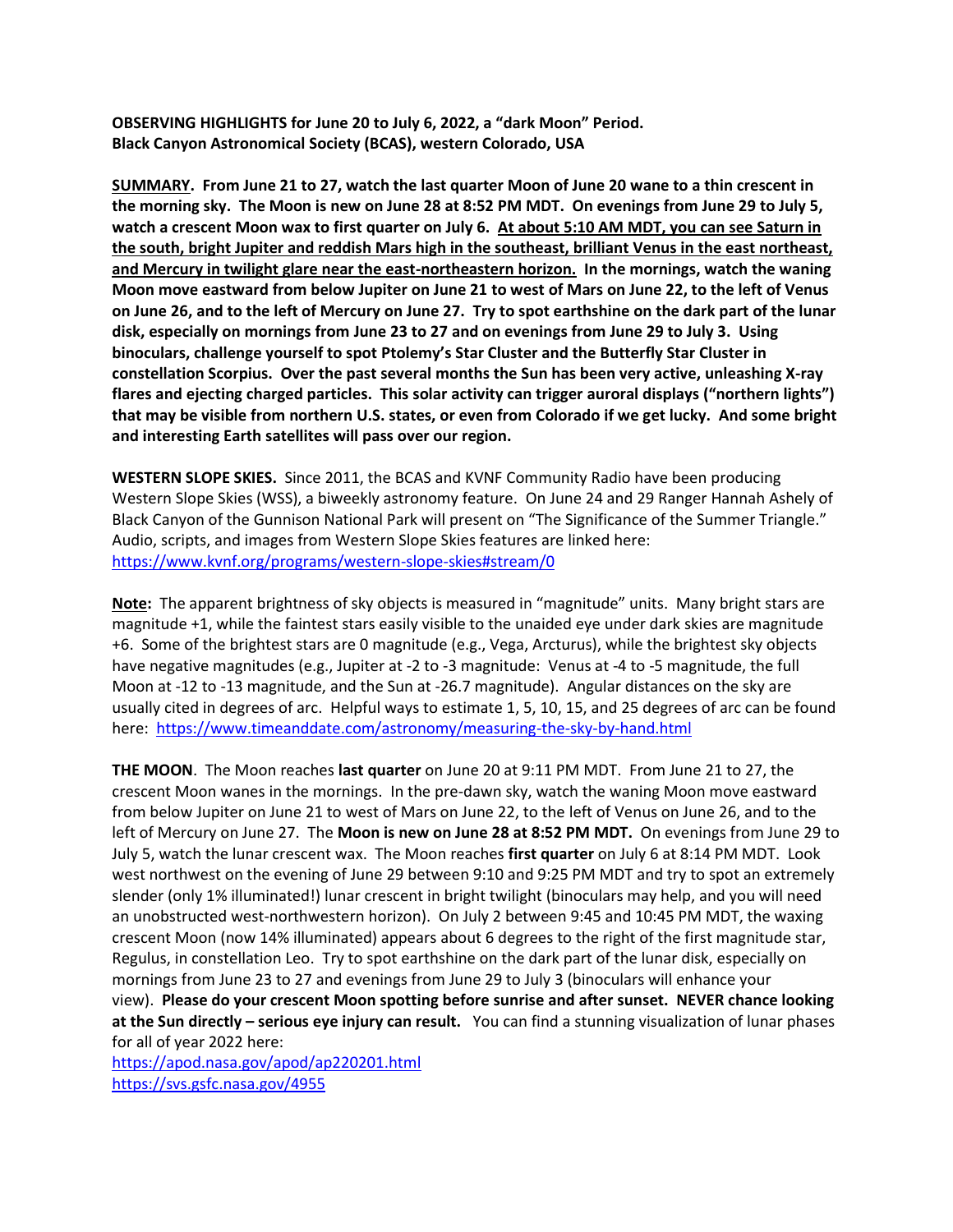**OBSERVING HIGHLIGHTS for June 20 to July 6, 2022, a "dark Moon" Period.**
**Black Canyon Astronomical Society (BCAS), western Colorado, USA**

**SUMMARY. From June 21 to 27, watch the last quarter Moon of June 20 wane to a thin crescent in the morning sky. The Moon is new on June 28 at 8:52 PM MDT. On evenings from June 29 to July 5, watch a crescent Moon wax to first quarter on July 6. At about 5:10 AM MDT, you can see Saturn in the south, bright Jupiter and reddish Mars high in the southeast, brilliant Venus in the east northeast, and Mercury in twilight glare near the east-northeastern horizon. In the mornings, watch the waning Moon move eastward from below Jupiter on June 21 to west of Mars on June 22, to the left of Venus on June 26, and to the left of Mercury on June 27. Try to spot earthshine on the dark part of the lunar disk, especially on mornings from June 23 to 27 and on evenings from June 29 to July 3. Using binoculars, challenge yourself to spot Ptolemy's Star Cluster and the Butterfly Star Cluster in constellation Scorpius. Over the past several months the Sun has been very active, unleashing X-ray flares and ejecting charged particles. This solar activity can trigger auroral displays ("northern lights") that may be visible from northern U.S. states, or even from Colorado if we get lucky. And some bright and interesting Earth satellites will pass over our region.**

**WESTERN SLOPE SKIES.** Since 2011, the BCAS and KVNF Community Radio have been producing Western Slope Skies (WSS), a biweekly astronomy feature. On June 24 and 29 Ranger Hannah Ashely of Black Canyon of the Gunnison National Park will present on "The Significance of the Summer Triangle." Audio, scripts, and images from Western Slope Skies features are linked here: https://www.kvnf.org/programs/western-slope-skies#stream/0

**Note:** The apparent brightness of sky objects is measured in "magnitude" units. Many bright stars are magnitude +1, while the faintest stars easily visible to the unaided eye under dark skies are magnitude +6. Some of the brightest stars are 0 magnitude (e.g., Vega, Arcturus), while the brightest sky objects have negative magnitudes (e.g., Jupiter at -2 to -3 magnitude: Venus at -4 to -5 magnitude, the full Moon at -12 to -13 magnitude, and the Sun at -26.7 magnitude). Angular distances on the sky are usually cited in degrees of arc. Helpful ways to estimate 1, 5, 10, 15, and 25 degrees of arc can be found here: https://www.timeanddate.com/astronomy/measuring-the-sky-by-hand.html

**THE MOON**. The Moon reaches **last quarter** on June 20 at 9:11 PM MDT. From June 21 to 27, the crescent Moon wanes in the mornings. In the pre-dawn sky, watch the waning Moon move eastward from below Jupiter on June 21 to west of Mars on June 22, to the left of Venus on June 26, and to the left of Mercury on June 27. The **Moon is new on June 28 at 8:52 PM MDT.** On evenings from June 29 to July 5, watch the lunar crescent wax. The Moon reaches **first quarter** on July 6 at 8:14 PM MDT. Look west northwest on the evening of June 29 between 9:10 and 9:25 PM MDT and try to spot an extremely slender (only 1% illuminated!) lunar crescent in bright twilight (binoculars may help, and you will need an unobstructed west-northwestern horizon). On July 2 between 9:45 and 10:45 PM MDT, the waxing crescent Moon (now 14% illuminated) appears about 6 degrees to the right of the first magnitude star, Regulus, in constellation Leo. Try to spot earthshine on the dark part of the lunar disk, especially on mornings from June 23 to 27 and evenings from June 29 to July 3 (binoculars will enhance your view). **Please do your crescent Moon spotting before sunrise and after sunset. NEVER chance looking at the Sun directly – serious eye injury can result.** You can find a stunning visualization of lunar phases for all of year 2022 here:
https://apod.nasa.gov/apod/ap220201.html
https://svs.gsfc.nasa.gov/4955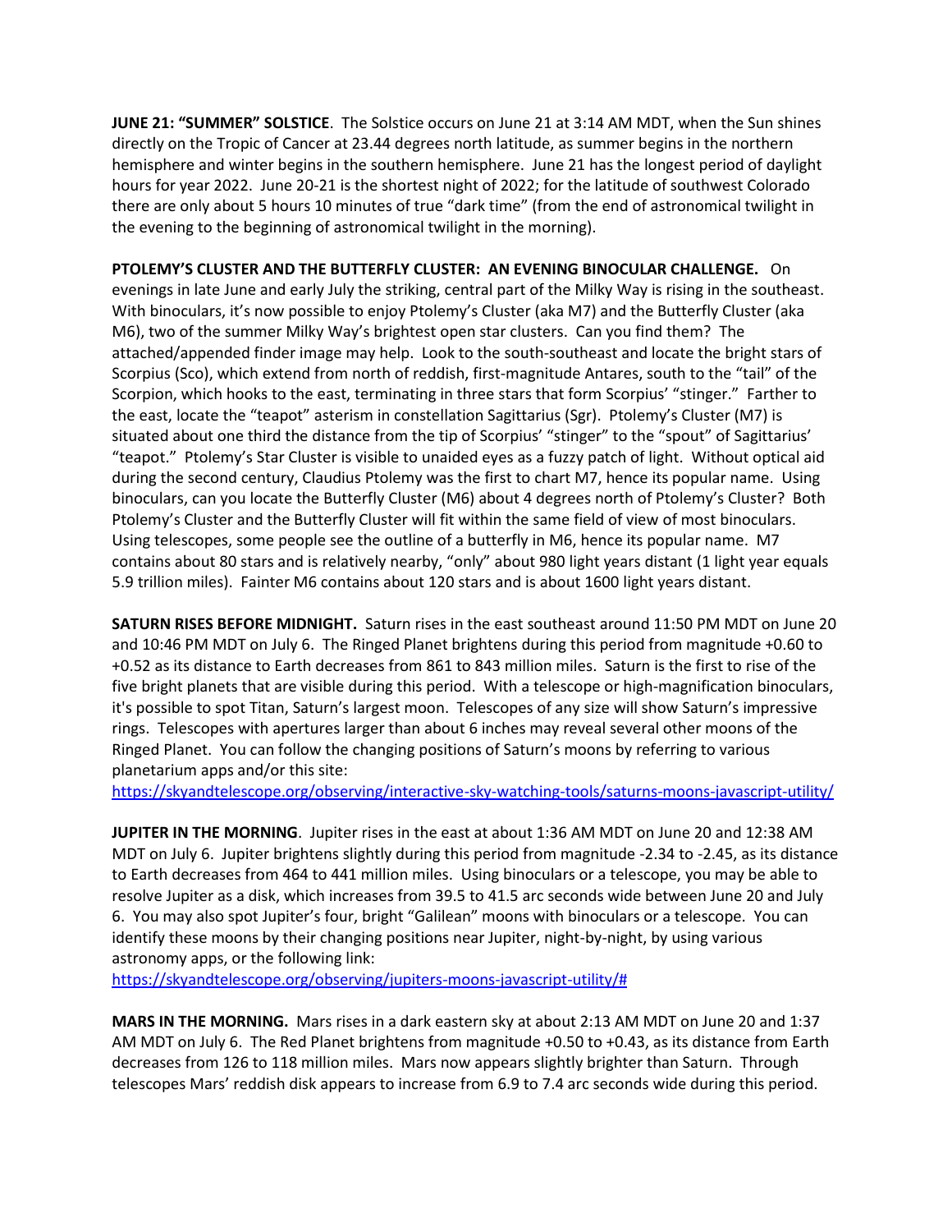**JUNE 21: "SUMMER" SOLSTICE**. The Solstice occurs on June 21 at 3:14 AM MDT, when the Sun shines directly on the Tropic of Cancer at 23.44 degrees north latitude, as summer begins in the northern hemisphere and winter begins in the southern hemisphere. June 21 has the longest period of daylight hours for year 2022. June 20-21 is the shortest night of 2022; for the latitude of southwest Colorado there are only about 5 hours 10 minutes of true "dark time" (from the end of astronomical twilight in the evening to the beginning of astronomical twilight in the morning).

**PTOLEMY'S CLUSTER AND THE BUTTERFLY CLUSTER: AN EVENING BINOCULAR CHALLENGE.** On evenings in late June and early July the striking, central part of the Milky Way is rising in the southeast. With binoculars, it's now possible to enjoy Ptolemy's Cluster (aka M7) and the Butterfly Cluster (aka M6), two of the summer Milky Way's brightest open star clusters. Can you find them? The attached/appended finder image may help. Look to the south-southeast and locate the bright stars of Scorpius (Sco), which extend from north of reddish, first-magnitude Antares, south to the "tail" of the Scorpion, which hooks to the east, terminating in three stars that form Scorpius' "stinger." Farther to the east, locate the "teapot" asterism in constellation Sagittarius (Sgr). Ptolemy's Cluster (M7) is situated about one third the distance from the tip of Scorpius' "stinger" to the "spout" of Sagittarius' "teapot." Ptolemy's Star Cluster is visible to unaided eyes as a fuzzy patch of light. Without optical aid during the second century, Claudius Ptolemy was the first to chart M7, hence its popular name. Using binoculars, can you locate the Butterfly Cluster (M6) about 4 degrees north of Ptolemy's Cluster? Both Ptolemy's Cluster and the Butterfly Cluster will fit within the same field of view of most binoculars. Using telescopes, some people see the outline of a butterfly in M6, hence its popular name. M7 contains about 80 stars and is relatively nearby, "only" about 980 light years distant (1 light year equals 5.9 trillion miles). Fainter M6 contains about 120 stars and is about 1600 light years distant.

**SATURN RISES BEFORE MIDNIGHT.** Saturn rises in the east southeast around 11:50 PM MDT on June 20 and 10:46 PM MDT on July 6. The Ringed Planet brightens during this period from magnitude +0.60 to +0.52 as its distance to Earth decreases from 861 to 843 million miles. Saturn is the first to rise of the five bright planets that are visible during this period. With a telescope or high-magnification binoculars, it's possible to spot Titan, Saturn's largest moon. Telescopes of any size will show Saturn's impressive rings. Telescopes with apertures larger than about 6 inches may reveal several other moons of the Ringed Planet. You can follow the changing positions of Saturn's moons by referring to various planetarium apps and/or this site:
https://skyandtelescope.org/observing/interactive-sky-watching-tools/saturns-moons-javascript-utility/

**JUPITER IN THE MORNING**. Jupiter rises in the east at about 1:36 AM MDT on June 20 and 12:38 AM MDT on July 6. Jupiter brightens slightly during this period from magnitude -2.34 to -2.45, as its distance to Earth decreases from 464 to 441 million miles. Using binoculars or a telescope, you may be able to resolve Jupiter as a disk, which increases from 39.5 to 41.5 arc seconds wide between June 20 and July 6. You may also spot Jupiter's four, bright "Galilean" moons with binoculars or a telescope. You can identify these moons by their changing positions near Jupiter, night-by-night, by using various astronomy apps, or the following link:
https://skyandtelescope.org/observing/jupiters-moons-javascript-utility/#

**MARS IN THE MORNING.** Mars rises in a dark eastern sky at about 2:13 AM MDT on June 20 and 1:37 AM MDT on July 6. The Red Planet brightens from magnitude +0.50 to +0.43, as its distance from Earth decreases from 126 to 118 million miles. Mars now appears slightly brighter than Saturn. Through telescopes Mars' reddish disk appears to increase from 6.9 to 7.4 arc seconds wide during this period.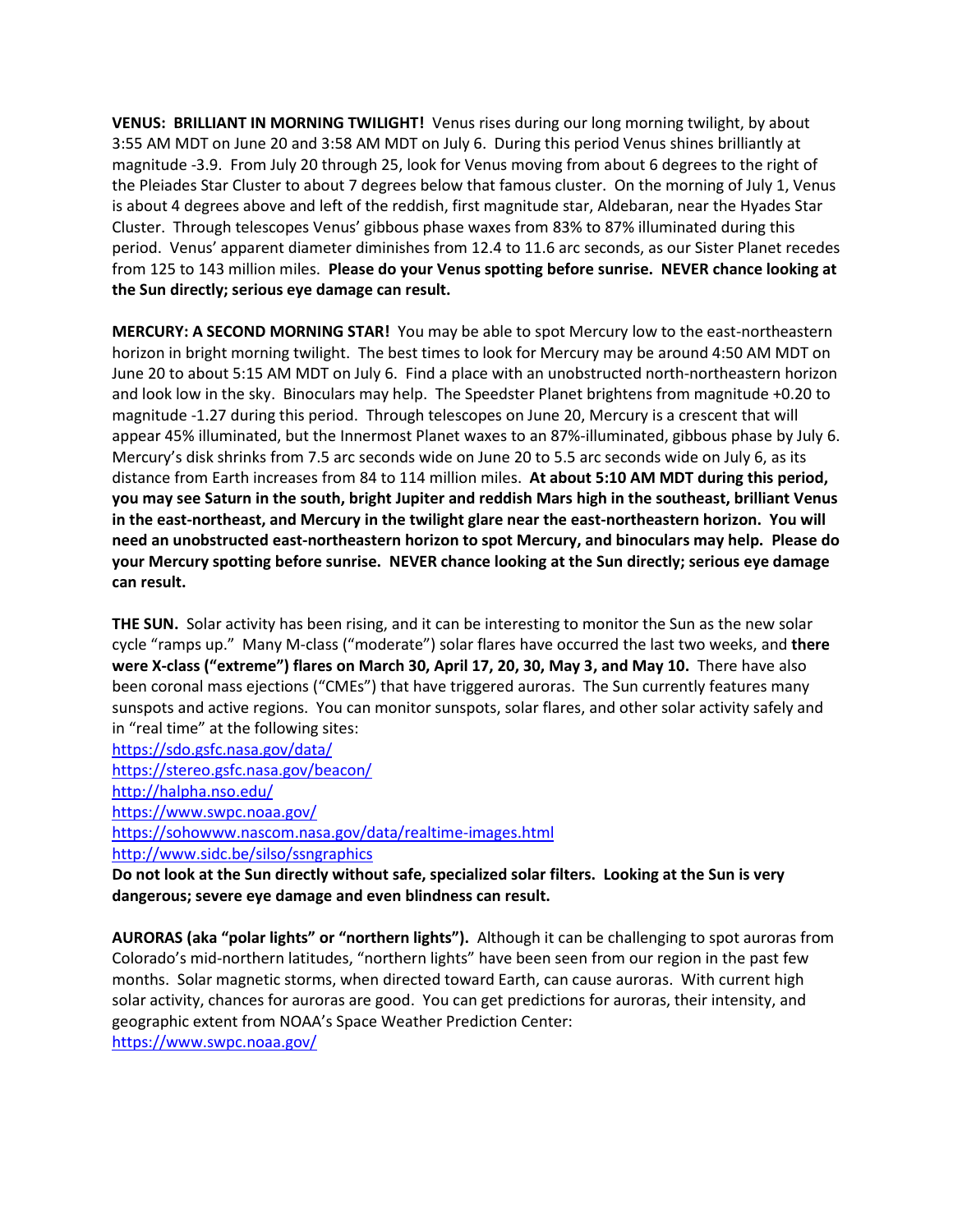**VENUS: BRILLIANT IN MORNING TWILIGHT!** Venus rises during our long morning twilight, by about 3:55 AM MDT on June 20 and 3:58 AM MDT on July 6. During this period Venus shines brilliantly at magnitude -3.9. From July 20 through 25, look for Venus moving from about 6 degrees to the right of the Pleiades Star Cluster to about 7 degrees below that famous cluster. On the morning of July 1, Venus is about 4 degrees above and left of the reddish, first magnitude star, Aldebaran, near the Hyades Star Cluster. Through telescopes Venus' gibbous phase waxes from 83% to 87% illuminated during this period. Venus' apparent diameter diminishes from 12.4 to 11.6 arc seconds, as our Sister Planet recedes from 125 to 143 million miles. **Please do your Venus spotting before sunrise. NEVER chance looking at the Sun directly; serious eye damage can result.**

**MERCURY: A SECOND MORNING STAR!** You may be able to spot Mercury low to the east-northeastern horizon in bright morning twilight. The best times to look for Mercury may be around 4:50 AM MDT on June 20 to about 5:15 AM MDT on July 6. Find a place with an unobstructed north-northeastern horizon and look low in the sky. Binoculars may help. The Speedster Planet brightens from magnitude +0.20 to magnitude -1.27 during this period. Through telescopes on June 20, Mercury is a crescent that will appear 45% illuminated, but the Innermost Planet waxes to an 87%-illuminated, gibbous phase by July 6. Mercury's disk shrinks from 7.5 arc seconds wide on June 20 to 5.5 arc seconds wide on July 6, as its distance from Earth increases from 84 to 114 million miles. **At about 5:10 AM MDT during this period, you may see Saturn in the south, bright Jupiter and reddish Mars high in the southeast, brilliant Venus in the east-northeast, and Mercury in the twilight glare near the east-northeastern horizon. You will need an unobstructed east-northeastern horizon to spot Mercury, and binoculars may help. Please do your Mercury spotting before sunrise. NEVER chance looking at the Sun directly; serious eye damage can result.**

**THE SUN.** Solar activity has been rising, and it can be interesting to monitor the Sun as the new solar cycle "ramps up." Many M-class ("moderate") solar flares have occurred the last two weeks, and **there were X-class ("extreme") flares on March 30, April 17, 20, 30, May 3, and May 10.** There have also been coronal mass ejections ("CMEs") that have triggered auroras. The Sun currently features many sunspots and active regions. You can monitor sunspots, solar flares, and other solar activity safely and in "real time" at the following sites:

https://sdo.gsfc.nasa.gov/data/
https://stereo.gsfc.nasa.gov/beacon/
http://halpha.nso.edu/
https://www.swpc.noaa.gov/
https://sohowww.nascom.nasa.gov/data/realtime-images.html
http://www.sidc.be/silso/ssngraphics

**Do not look at the Sun directly without safe, specialized solar filters. Looking at the Sun is very dangerous; severe eye damage and even blindness can result.**

**AURORAS (aka "polar lights" or "northern lights").** Although it can be challenging to spot auroras from Colorado's mid-northern latitudes, "northern lights" have been seen from our region in the past few months. Solar magnetic storms, when directed toward Earth, can cause auroras. With current high solar activity, chances for auroras are good. You can get predictions for auroras, their intensity, and geographic extent from NOAA's Space Weather Prediction Center:
https://www.swpc.noaa.gov/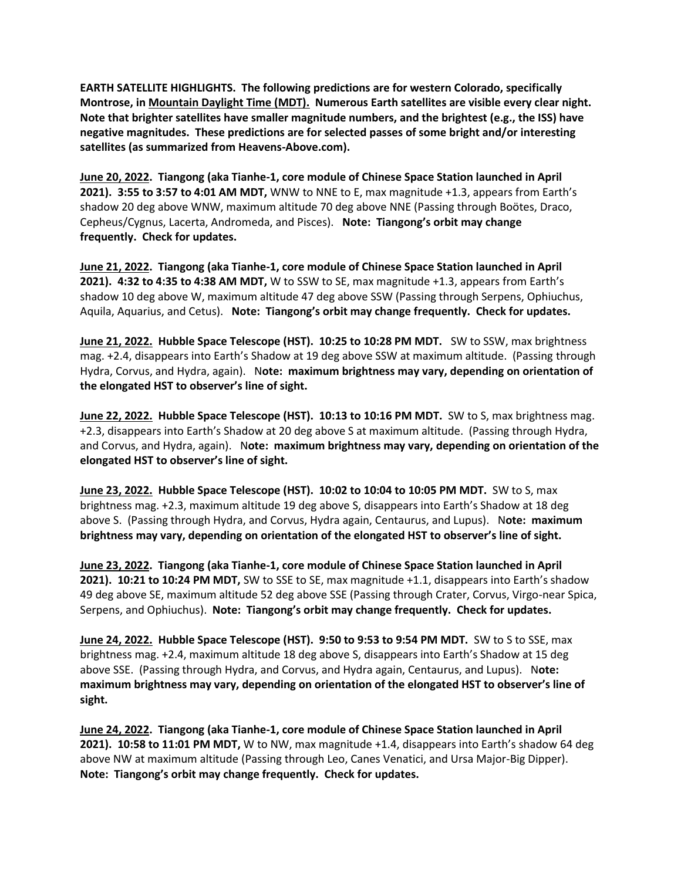**EARTH SATELLITE HIGHLIGHTS. The following predictions are for western Colorado, specifically Montrose, in Mountain Daylight Time (MDT). Numerous Earth satellites are visible every clear night. Note that brighter satellites have smaller magnitude numbers, and the brightest (e.g., the ISS) have negative magnitudes. These predictions are for selected passes of some bright and/or interesting satellites (as summarized from Heavens-Above.com).**

**June 20, 2022. Tiangong (aka Tianhe-1, core module of Chinese Space Station launched in April 2021). 3:55 to 3:57 to 4:01 AM MDT,** WNW to NNE to E, max magnitude +1.3, appears from Earth's shadow 20 deg above WNW, maximum altitude 70 deg above NNE (Passing through Boötes, Draco, Cepheus/Cygnus, Lacerta, Andromeda, and Pisces). **Note: Tiangong's orbit may change frequently. Check for updates.**

**June 21, 2022. Tiangong (aka Tianhe-1, core module of Chinese Space Station launched in April 2021). 4:32 to 4:35 to 4:38 AM MDT,** W to SSW to SE, max magnitude +1.3, appears from Earth's shadow 10 deg above W, maximum altitude 47 deg above SSW (Passing through Serpens, Ophiuchus, Aquila, Aquarius, and Cetus). **Note: Tiangong's orbit may change frequently. Check for updates.**

**June 21, 2022. Hubble Space Telescope (HST). 10:25 to 10:28 PM MDT.** SW to SSW, max brightness mag. +2.4, disappears into Earth's Shadow at 19 deg above SSW at maximum altitude. (Passing through Hydra, Corvus, and Hydra, again). N**ote: maximum brightness may vary, depending on orientation of the elongated HST to observer's line of sight.**

**June 22, 2022. Hubble Space Telescope (HST). 10:13 to 10:16 PM MDT.** SW to S, max brightness mag. +2.3, disappears into Earth's Shadow at 20 deg above S at maximum altitude. (Passing through Hydra, and Corvus, and Hydra, again). N**ote: maximum brightness may vary, depending on orientation of the elongated HST to observer's line of sight.**

**June 23, 2022. Hubble Space Telescope (HST). 10:02 to 10:04 to 10:05 PM MDT.** SW to S, max brightness mag. +2.3, maximum altitude 19 deg above S, disappears into Earth's Shadow at 18 deg above S. (Passing through Hydra, and Corvus, Hydra again, Centaurus, and Lupus). N**ote: maximum brightness may vary, depending on orientation of the elongated HST to observer's line of sight.**

**June 23, 2022. Tiangong (aka Tianhe-1, core module of Chinese Space Station launched in April 2021). 10:21 to 10:24 PM MDT,** SW to SSE to SE, max magnitude +1.1, disappears into Earth's shadow 49 deg above SE, maximum altitude 52 deg above SSE (Passing through Crater, Corvus, Virgo-near Spica, Serpens, and Ophiuchus). **Note: Tiangong's orbit may change frequently. Check for updates.**

**June 24, 2022. Hubble Space Telescope (HST). 9:50 to 9:53 to 9:54 PM MDT.** SW to S to SSE, max brightness mag. +2.4, maximum altitude 18 deg above S, disappears into Earth's Shadow at 15 deg above SSE. (Passing through Hydra, and Corvus, and Hydra again, Centaurus, and Lupus). N**ote: maximum brightness may vary, depending on orientation of the elongated HST to observer's line of sight.**

**June 24, 2022. Tiangong (aka Tianhe-1, core module of Chinese Space Station launched in April 2021). 10:58 to 11:01 PM MDT,** W to NW, max magnitude +1.4, disappears into Earth's shadow 64 deg above NW at maximum altitude (Passing through Leo, Canes Venatici, and Ursa Major-Big Dipper). **Note: Tiangong's orbit may change frequently. Check for updates.**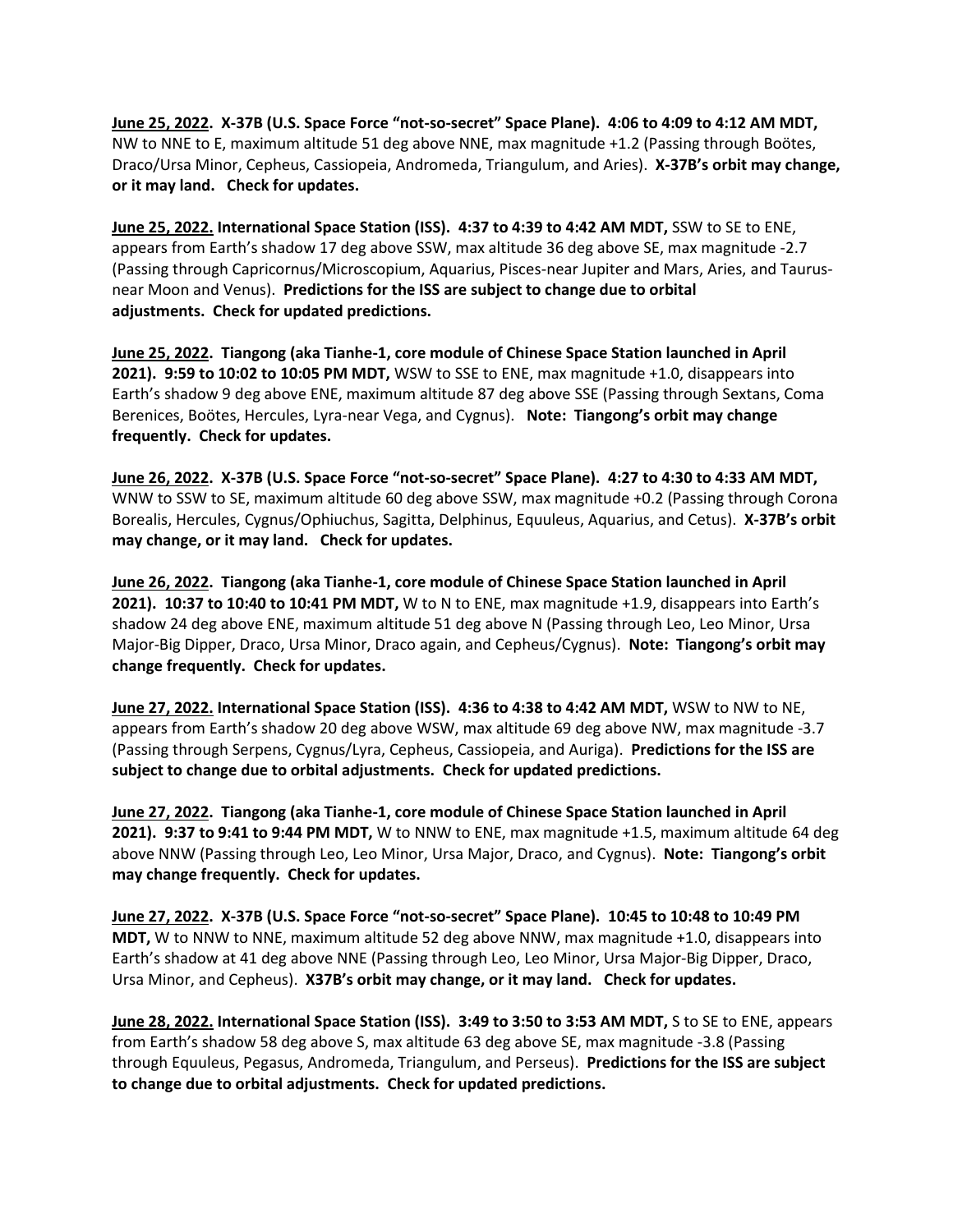**June 25, 2022. X-37B (U.S. Space Force "not-so-secret" Space Plane). 4:06 to 4:09 to 4:12 AM MDT,** NW to NNE to E, maximum altitude 51 deg above NNE, max magnitude +1.2 (Passing through Boötes, Draco/Ursa Minor, Cepheus, Cassiopeia, Andromeda, Triangulum, and Aries). **X-37B's orbit may change, or it may land. Check for updates.**

**June 25, 2022. International Space Station (ISS). 4:37 to 4:39 to 4:42 AM MDT,** SSW to SE to ENE, appears from Earth's shadow 17 deg above SSW, max altitude 36 deg above SE, max magnitude -2.7 (Passing through Capricornus/Microscopium, Aquarius, Pisces-near Jupiter and Mars, Aries, and Taurus-near Moon and Venus). **Predictions for the ISS are subject to change due to orbital adjustments. Check for updated predictions.**

**June 25, 2022. Tiangong (aka Tianhe-1, core module of Chinese Space Station launched in April 2021). 9:59 to 10:02 to 10:05 PM MDT,** WSW to SSE to ENE, max magnitude +1.0, disappears into Earth's shadow 9 deg above ENE, maximum altitude 87 deg above SSE (Passing through Sextans, Coma Berenices, Boötes, Hercules, Lyra-near Vega, and Cygnus). **Note: Tiangong's orbit may change frequently. Check for updates.**

**June 26, 2022. X-37B (U.S. Space Force "not-so-secret" Space Plane). 4:27 to 4:30 to 4:33 AM MDT,** WNW to SSW to SE, maximum altitude 60 deg above SSW, max magnitude +0.2 (Passing through Corona Borealis, Hercules, Cygnus/Ophiuchus, Sagitta, Delphinus, Equuleus, Aquarius, and Cetus). **X-37B's orbit may change, or it may land. Check for updates.**

**June 26, 2022. Tiangong (aka Tianhe-1, core module of Chinese Space Station launched in April 2021). 10:37 to 10:40 to 10:41 PM MDT,** W to N to ENE, max magnitude +1.9, disappears into Earth's shadow 24 deg above ENE, maximum altitude 51 deg above N (Passing through Leo, Leo Minor, Ursa Major-Big Dipper, Draco, Ursa Minor, Draco again, and Cepheus/Cygnus). **Note: Tiangong's orbit may change frequently. Check for updates.**

**June 27, 2022. International Space Station (ISS). 4:36 to 4:38 to 4:42 AM MDT,** WSW to NW to NE, appears from Earth's shadow 20 deg above WSW, max altitude 69 deg above NW, max magnitude -3.7 (Passing through Serpens, Cygnus/Lyra, Cepheus, Cassiopeia, and Auriga). **Predictions for the ISS are subject to change due to orbital adjustments. Check for updated predictions.**

**June 27, 2022. Tiangong (aka Tianhe-1, core module of Chinese Space Station launched in April 2021). 9:37 to 9:41 to 9:44 PM MDT,** W to NNW to ENE, max magnitude +1.5, maximum altitude 64 deg above NNW (Passing through Leo, Leo Minor, Ursa Major, Draco, and Cygnus). **Note: Tiangong's orbit may change frequently. Check for updates.**

**June 27, 2022. X-37B (U.S. Space Force "not-so-secret" Space Plane). 10:45 to 10:48 to 10:49 PM MDT,** W to NNW to NNE, maximum altitude 52 deg above NNW, max magnitude +1.0, disappears into Earth's shadow at 41 deg above NNE (Passing through Leo, Leo Minor, Ursa Major-Big Dipper, Draco, Ursa Minor, and Cepheus). **X37B's orbit may change, or it may land. Check for updates.**

**June 28, 2022. International Space Station (ISS). 3:49 to 3:50 to 3:53 AM MDT,** S to SE to ENE, appears from Earth's shadow 58 deg above S, max altitude 63 deg above SE, max magnitude -3.8 (Passing through Equuleus, Pegasus, Andromeda, Triangulum, and Perseus). **Predictions for the ISS are subject to change due to orbital adjustments. Check for updated predictions.**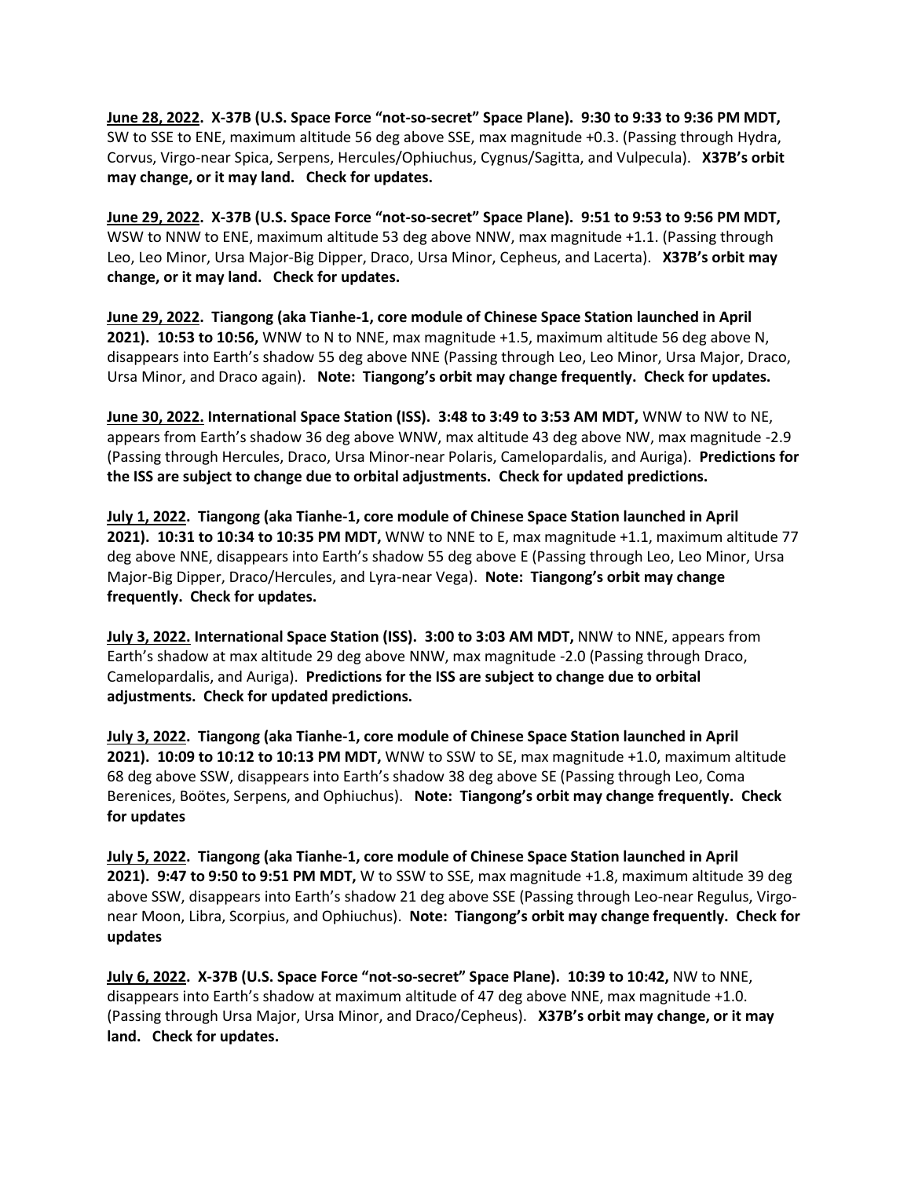**<u>June 28, 2022</u>. X-37B (U.S. Space Force "not-so-secret" Space Plane). 9:30 to 9:33 to 9:36 PM MDT,** SW to SSE to ENE, maximum altitude 56 deg above SSE, max magnitude +0.3. (Passing through Hydra, Corvus, Virgo-near Spica, Serpens, Hercules/Ophiuchus, Cygnus/Sagitta, and Vulpecula). **X37B's orbit may change, or it may land. Check for updates.**

**<u>June 29, 2022</u>. X-37B (U.S. Space Force "not-so-secret" Space Plane). 9:51 to 9:53 to 9:56 PM MDT,** WSW to NNW to ENE, maximum altitude 53 deg above NNW, max magnitude +1.1. (Passing through Leo, Leo Minor, Ursa Major-Big Dipper, Draco, Ursa Minor, Cepheus, and Lacerta). **X37B's orbit may change, or it may land. Check for updates.**

**<u>June 29, 2022</u>. Tiangong (aka Tianhe-1, core module of Chinese Space Station launched in April 2021). 10:53 to 10:56,** WNW to N to NNE, max magnitude +1.5, maximum altitude 56 deg above N, disappears into Earth's shadow 55 deg above NNE (Passing through Leo, Leo Minor, Ursa Major, Draco, Ursa Minor, and Draco again). **Note: Tiangong's orbit may change frequently. Check for updates.**

**<u>June 30, 2022.</u> International Space Station (ISS). 3:48 to 3:49 to 3:53 AM MDT,** WNW to NW to NE, appears from Earth's shadow 36 deg above WNW, max altitude 43 deg above NW, max magnitude -2.9 (Passing through Hercules, Draco, Ursa Minor-near Polaris, Camelopardalis, and Auriga). **Predictions for the ISS are subject to change due to orbital adjustments. Check for updated predictions.**

**<u>July 1, 2022</u>. Tiangong (aka Tianhe-1, core module of Chinese Space Station launched in April 2021). 10:31 to 10:34 to 10:35 PM MDT,** WNW to NNE to E, max magnitude +1.1, maximum altitude 77 deg above NNE, disappears into Earth's shadow 55 deg above E (Passing through Leo, Leo Minor, Ursa Major-Big Dipper, Draco/Hercules, and Lyra-near Vega). **Note: Tiangong's orbit may change frequently. Check for updates.**

**<u>July 3, 2022.</u> International Space Station (ISS). 3:00 to 3:03 AM MDT,** NNW to NNE, appears from Earth's shadow at max altitude 29 deg above NNW, max magnitude -2.0 (Passing through Draco, Camelopardalis, and Auriga). **Predictions for the ISS are subject to change due to orbital adjustments. Check for updated predictions.**

**<u>July 3, 2022</u>. Tiangong (aka Tianhe-1, core module of Chinese Space Station launched in April 2021). 10:09 to 10:12 to 10:13 PM MDT,** WNW to SSW to SE, max magnitude +1.0, maximum altitude 68 deg above SSW, disappears into Earth's shadow 38 deg above SE (Passing through Leo, Coma Berenices, Boötes, Serpens, and Ophiuchus). **Note: Tiangong's orbit may change frequently. Check for updates**

**<u>July 5, 2022</u>. Tiangong (aka Tianhe-1, core module of Chinese Space Station launched in April 2021). 9:47 to 9:50 to 9:51 PM MDT,** W to SSW to SSE, max magnitude +1.8, maximum altitude 39 deg above SSW, disappears into Earth's shadow 21 deg above SSE (Passing through Leo-near Regulus, Virgo-near Moon, Libra, Scorpius, and Ophiuchus). **Note: Tiangong's orbit may change frequently. Check for updates**

**<u>July 6, 2022</u>. X-37B (U.S. Space Force "not-so-secret" Space Plane). 10:39 to 10:42,** NW to NNE, disappears into Earth's shadow at maximum altitude of 47 deg above NNE, max magnitude +1.0. (Passing through Ursa Major, Ursa Minor, and Draco/Cepheus). **X37B's orbit may change, or it may land. Check for updates.**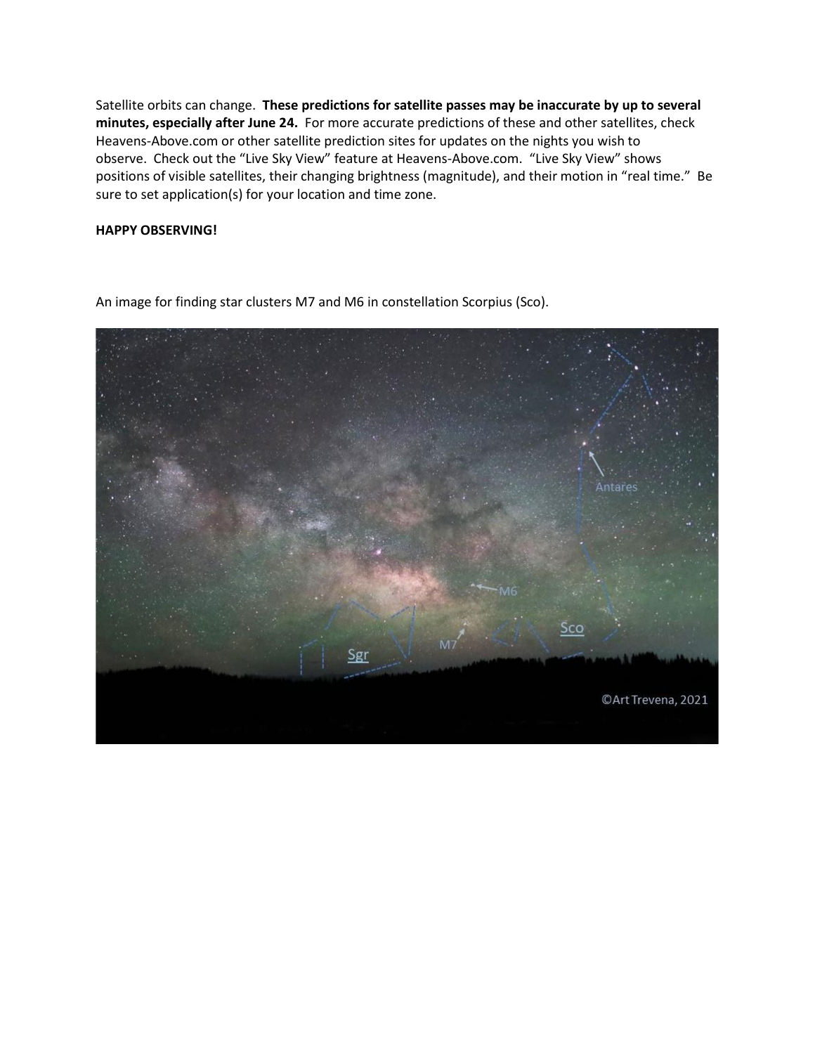Satellite orbits can change. **These predictions for satellite passes may be inaccurate by up to several minutes, especially after June 24.** For more accurate predictions of these and other satellites, check Heavens-Above.com or other satellite prediction sites for updates on the nights you wish to observe. Check out the "Live Sky View" feature at Heavens-Above.com. "Live Sky View" shows positions of visible satellites, their changing brightness (magnitude), and their motion in "real time." Be sure to set application(s) for your location and time zone.

**HAPPY OBSERVING!**

An image for finding star clusters M7 and M6 in constellation Scorpius (Sco).